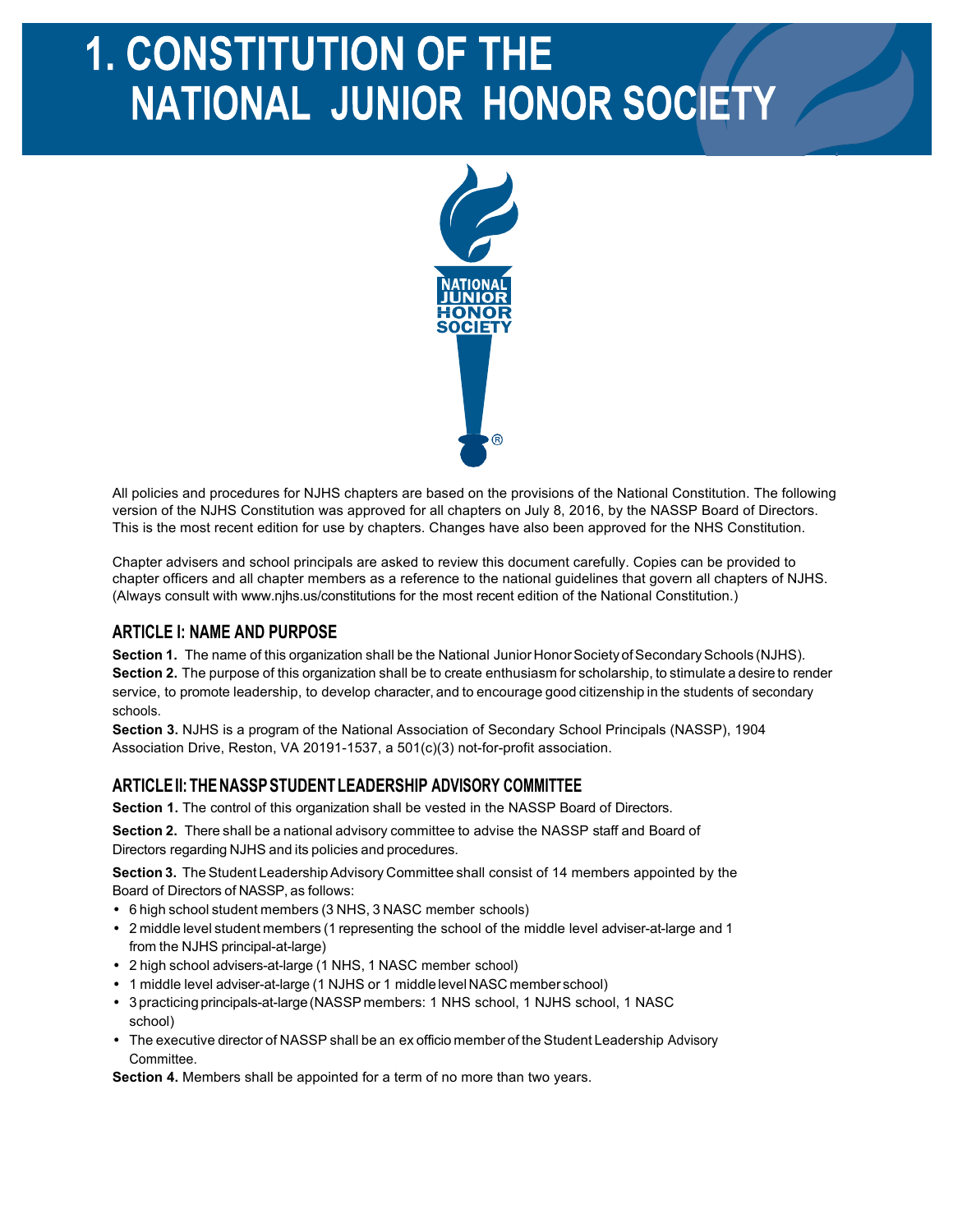# 1. CONSTITUTION OF THE NATIONAL JUNIOR HONOR SOCIETY

All policies and procedures for NJHS chapters are based on the provisions of the National Constitution. The following version of the NJHS Constitution was approved for all chapters on July 8, 2016, by the NASSP Board of Directors. This is the most recent edition for use by chapters. Changes have also been approved for the NHS Constitution.

Chapter advisers and school principals are asked to review this document carefully. Copies can be provided to chapter officers and all chapter members as a reference to the national guidelines that govern all chapters of NJHS. (Always consult with www.njhs.us/constitutions for the most recent edition of the National Constitution.)

## ARTICLE I: NAME AND PURPOSE

**Section 1.** The name of this organization shall be the National Junior Honor Society of Secondary Schools (NJHS).

**Section 2.** The purpose of this organization shall be to create enthusiasm for scholarship, to stimulate a desire to render service, to promote leadership, to develop character, and to encourage good citizenship in the students of secondary schools.

**Section 3.** NJHS is a program of the National Association of Secondary School Principals (NASSP), 1904 Association Drive, Reston, VA 20191-1537, a 501(c)(3) not-for-profit association.

## ARTICLE II: THE NASSP STUDENT LEADERSHIP ADVISORY COMMITTEE

**Section 1.** The control of this organization shall be vested in the NASSP Board of Directors.

**Section 2.** There shall be a national advisory committee to advise the NASSP staff and Board of Directors regarding NJHS and its policies and procedures.

**Section 3.** The Student Leadership Advisory Committee shall consist of 14 members appointed by the Board of Directors of NASSP, as follows:

- 6 high school student members (3 NHS, 3 NASC member schools)
- 2 middle level student members (1 representing the school of the middle level adviser-at-large and 1 from the NJHS principal-at-large)
- 2 high school advisers-at-large (1 NHS, 1 NASC member school)
- 1 middle level adviser-at-large (1 NJHS or 1 middle level NASC member school)
- 3 practicing principals-at-large (NASSP members: 1 NHS school, 1 NJHS school, 1 NASC school)
- The executive director of NASSP shall be an ex officio member of the Student Leadership Advisory Committee.

**Section 4.** Members shall be appointed for a term of no more than two years.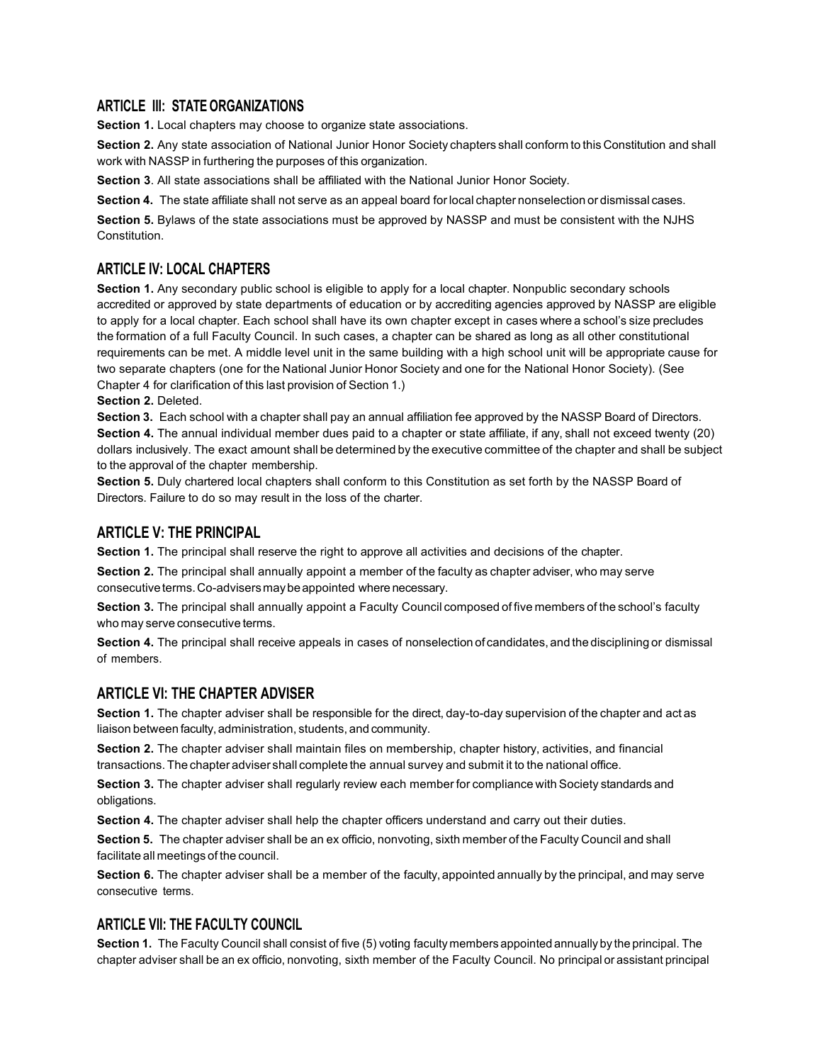## ARTICLE III: STATE ORGANIZATIONS

**Section 1.** Local chapters may choose to organize state associations.

**Section 2.** Any state association of National Junior Honor Society chapters shall conform to this Constitution and shall work with NASSP in furthering the purposes of this organization.

**Section 3**. All state associations shall be affiliated with the National Junior Honor Society.

**Section 4.** The state affiliate shall not serve as an appeal board for local chapter nonselection or dismissal cases.

**Section 5.** Bylaws of the state associations must be approved by NASSP and must be consistent with the NJHS Constitution.

## ARTICLE IV: LOCAL CHAPTERS

**Section 1.** Any secondary public school is eligible to apply for a local chapter. Nonpublic secondary schools accredited or approved by state departments of education or by accrediting agencies approved by NASSP are eligible to apply for a local chapter. Each school shall have its own chapter except in cases where a school's size precludes the formation of a full Faculty Council. In such cases, a chapter can be shared as long as all other constitutional requirements can be met. A middle level unit in the same building with a high school unit will be appropriate cause for two separate chapters (one for the National Junior Honor Society and one for the National Honor Society). (See Chapter 4 for clarification of this last provision of Section 1.)

**Section 2.** Deleted.

**Section 3.** Each school with a chapter shall pay an annual affiliation fee approved by the NASSP Board of Directors.

**Section 4.** The annual individual member dues paid to a chapter or state affiliate, if any, shall not exceed twenty (20) dollars inclusively. The exact amount shall be determined by the executive committee of the chapter and shall be subject to the approval of the chapter membership.

**Section 5.** Duly chartered local chapters shall conform to this Constitution as set forth by the NASSP Board of Directors. Failure to do so may result in the loss of the charter.

## ARTICLE V: THE PRINCIPAL

**Section 1.** The principal shall reserve the right to approve all activities and decisions of the chapter.

**Section 2.** The principal shall annually appoint a member of the faculty as chapter adviser, who may serve consecutive terms. Co-advisers may be appointed where necessary.

**Section 3.** The principal shall annually appoint a Faculty Council composed of five members of the school's faculty who may serve consecutive terms.

**Section 4.** The principal shall receive appeals in cases of nonselection of candidates, and the disciplining or dismissal of members.

## ARTICLE VI: THE CHAPTER ADVISER

**Section 1.** The chapter adviser shall be responsible for the direct, day-to-day supervision of the chapter and act as liaison between faculty, administration, students, and community.

**Section 2.** The chapter adviser shall maintain files on membership, chapter history, activities, and financial transactions. The chapter adviser shall complete the annual survey and submit it to the national office.

**Section 3.** The chapter adviser shall regularly review each member for compliance with Society standards and obligations.

**Section 4.** The chapter adviser shall help the chapter officers understand and carry out their duties.

**Section 5.** The chapter adviser shall be an ex officio, nonvoting, sixth member of the Faculty Council and shall facilitate all meetings of the council.

**Section 6.** The chapter adviser shall be a member of the faculty, appointed annually by the principal, and may serve consecutive terms.

## ARTICLE VII: THE FACULTY COUNCIL

**Section 1.** The Faculty Council shall consist of five (5) voting faculty members appointed annually by the principal. The chapter adviser shall be an ex officio, nonvoting, sixth member of the Faculty Council. No principal or assistant principal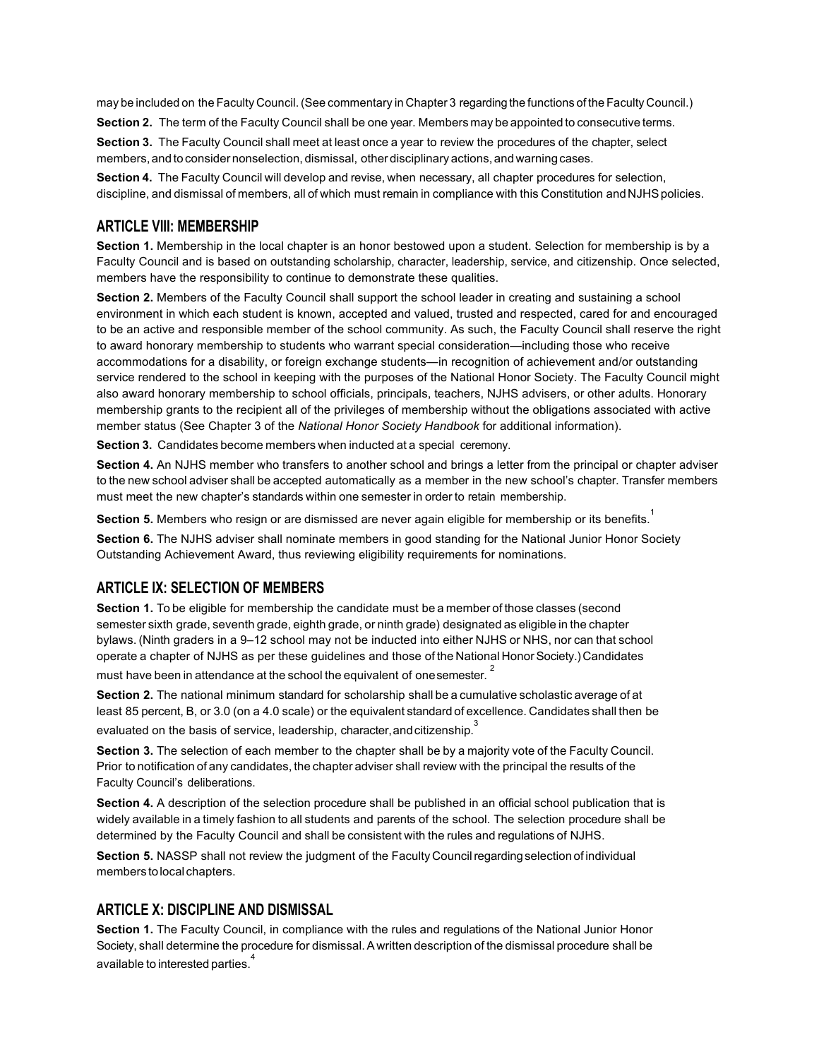may be included on the Faculty Council. (See commentary in Chapter 3 regarding the functions of the Faculty Council.)

**Section 2.** The term of the Faculty Council shall be one year. Members may be appointed to consecutive terms.

**Section 3.** The Faculty Council shall meet at least once a year to review the procedures of the chapter, select members, and to consider nonselection, dismissal, other disciplinary actions, and warning cases.

**Section 4.** The Faculty Council will develop and revise, when necessary, all chapter procedures for selection, discipline, and dismissal of members, all of which must remain in compliance with this Constitution and NJHS policies.

## ARTICLE VIII: MEMBERSHIP

**Section 1.** Membership in the local chapter is an honor bestowed upon a student. Selection for membership is by a Faculty Council and is based on outstanding scholarship, character, leadership, service, and citizenship. Once selected, members have the responsibility to continue to demonstrate these qualities.

**Section 2.** Members of the Faculty Council shall support the school leader in creating and sustaining a school environment in which each student is known, accepted and valued, trusted and respected, cared for and encouraged to be an active and responsible member of the school community. As such, the Faculty Council shall reserve the right to award honorary membership to students who warrant special consideration—including those who receive accommodations for a disability, or foreign exchange students—in recognition of achievement and/or outstanding service rendered to the school in keeping with the purposes of the National Honor Society. The Faculty Council might also award honorary membership to school officials, principals, teachers, NJHS advisers, or other adults. Honorary membership grants to the recipient all of the privileges of membership without the obligations associated with active member status (See Chapter 3 of the *National Honor Society Handbook* for additional information).

**Section 3.** Candidates become members when inducted at a special ceremony.

**Section 4.** An NJHS member who transfers to another school and brings a letter from the principal or chapter adviser to the new school adviser shall be accepted automatically as a member in the new school's chapter. Transfer members must meet the new chapter's standards within one semester in order to retain membership.

**Section 5.** Members who resign or are dismissed are never again eligible for membership or its benefits.[1]

**Section 6.** The NJHS adviser shall nominate members in good standing for the National Junior Honor Society Outstanding Achievement Award, thus reviewing eligibility requirements for nominations.

## ARTICLE IX: SELECTION OF MEMBERS

**Section 1.** To be eligible for membership the candidate must be a member of those classes (second semester sixth grade, seventh grade, eighth grade, or ninth grade) designated as eligible in the chapter bylaws. (Ninth graders in a 9–12 school may not be inducted into either NJHS or NHS, nor can that school operate a chapter of NJHS as per these guidelines and those of the National Honor Society.) Candidates must have been in attendance at the school the equivalent of one semester.[2]

**Section 2.** The national minimum standard for scholarship shall be a cumulative scholastic average of at least 85 percent, B, or 3.0 (on a 4.0 scale) or the equivalent standard of excellence. Candidates shall then be evaluated on the basis of service, leadership, character, and citizenship.[3]

**Section 3.** The selection of each member to the chapter shall be by a majority vote of the Faculty Council. Prior to notification of any candidates, the chapter adviser shall review with the principal the results of the Faculty Council's deliberations.

**Section 4.** A description of the selection procedure shall be published in an official school publication that is widely available in a timely fashion to all students and parents of the school. The selection procedure shall be determined by the Faculty Council and shall be consistent with the rules and regulations of NJHS.

**Section 5.** NASSP shall not review the judgment of the Faculty Council regarding selection of individual members to local chapters.

## ARTICLE X: DISCIPLINE AND DISMISSAL

**Section 1.** The Faculty Council, in compliance with the rules and regulations of the National Junior Honor Society, shall determine the procedure for dismissal. A written description of the dismissal procedure shall be available to interested parties.[4]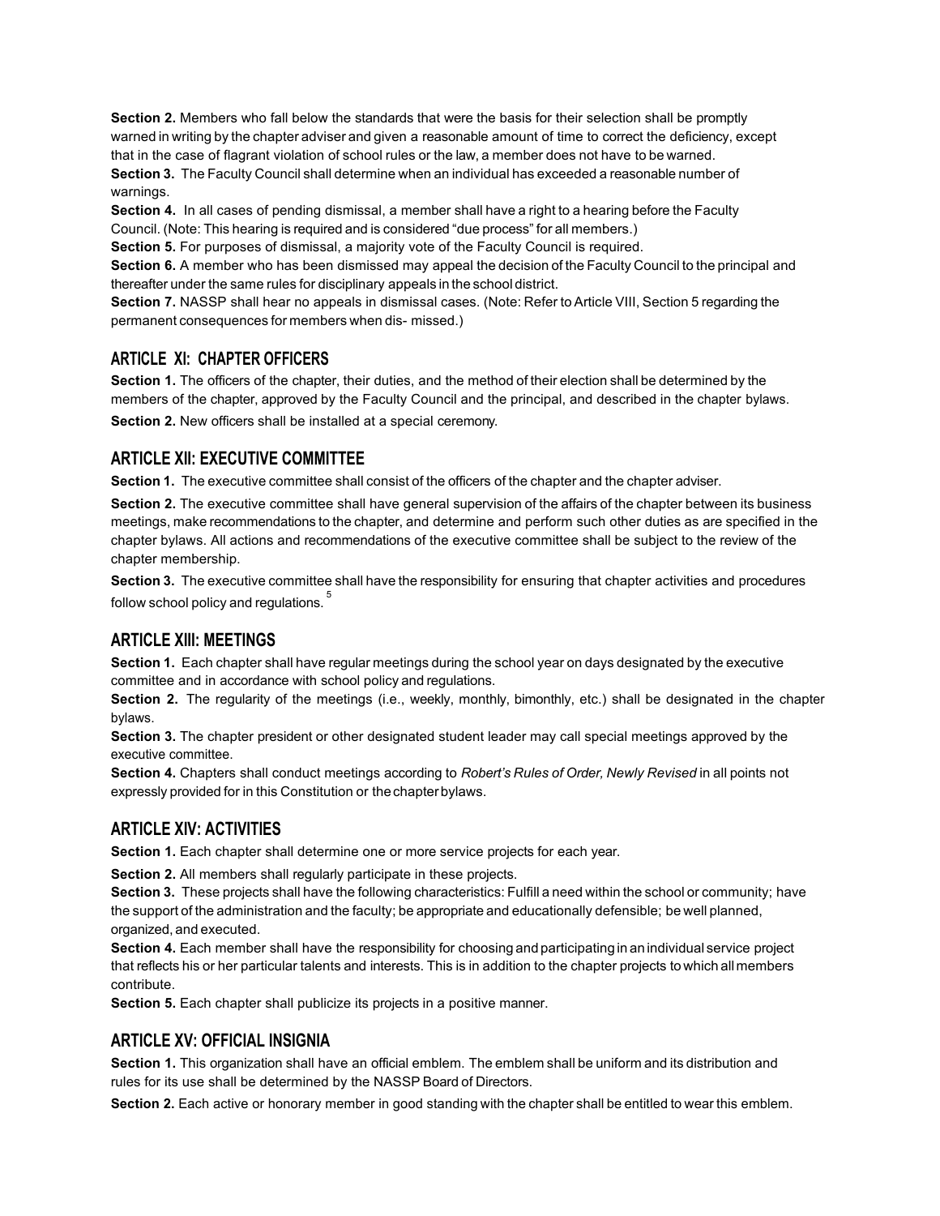**Section 2.** Members who fall below the standards that were the basis for their selection shall be promptly warned in writing by the chapter adviser and given a reasonable amount of time to correct the deficiency, except that in the case of flagrant violation of school rules or the law, a member does not have to be warned.

**Section 3.** The Faculty Council shall determine when an individual has exceeded a reasonable number of warnings.

**Section 4.** In all cases of pending dismissal, a member shall have a right to a hearing before the Faculty Council. (Note: This hearing is required and is considered "due process" for all members.)

**Section 5.** For purposes of dismissal, a majority vote of the Faculty Council is required.

**Section 6.** A member who has been dismissed may appeal the decision of the Faculty Council to the principal and thereafter under the same rules for disciplinary appeals in the school district.

**Section 7.** NASSP shall hear no appeals in dismissal cases. (Note: Refer to Article VIII, Section 5 regarding the permanent consequences for members when dis- missed.)

## ARTICLE XI: CHAPTER OFFICERS

**Section 1.** The officers of the chapter, their duties, and the method of their election shall be determined by the members of the chapter, approved by the Faculty Council and the principal, and described in the chapter bylaws.

**Section 2.** New officers shall be installed at a special ceremony.

## ARTICLE XII: EXECUTIVE COMMITTEE

**Section 1.** The executive committee shall consist of the officers of the chapter and the chapter adviser.

**Section 2.** The executive committee shall have general supervision of the affairs of the chapter between its business meetings, make recommendations to the chapter, and determine and perform such other duties as are specified in the chapter bylaws. All actions and recommendations of the executive committee shall be subject to the review of the chapter membership.

**Section 3.** The executive committee shall have the responsibility for ensuring that chapter activities and procedures follow school policy and regulations.[5]

## ARTICLE XIII: MEETINGS

**Section 1.** Each chapter shall have regular meetings during the school year on days designated by the executive committee and in accordance with school policy and regulations.

**Section 2.** The regularity of the meetings (i.e., weekly, monthly, bimonthly, etc.) shall be designated in the chapter bylaws.

**Section 3.** The chapter president or other designated student leader may call special meetings approved by the executive committee.

**Section 4.** Chapters shall conduct meetings according to *Robert's Rules of Order, Newly Revised* in all points not expressly provided for in this Constitution or the chapter bylaws.

## ARTICLE XIV: ACTIVITIES

**Section 1.** Each chapter shall determine one or more service projects for each year.

**Section 2.** All members shall regularly participate in these projects.

**Section 3.** These projects shall have the following characteristics: Fulfill a need within the school or community; have the support of the administration and the faculty; be appropriate and educationally defensible; be well planned, organized, and executed.

**Section 4.** Each member shall have the responsibility for choosing and participating in an individual service project that reflects his or her particular talents and interests. This is in addition to the chapter projects to which all members contribute.

**Section 5.** Each chapter shall publicize its projects in a positive manner.

## ARTICLE XV: OFFICIAL INSIGNIA

**Section 1.** This organization shall have an official emblem. The emblem shall be uniform and its distribution and rules for its use shall be determined by the NASSP Board of Directors.

**Section 2.** Each active or honorary member in good standing with the chapter shall be entitled to wear this emblem.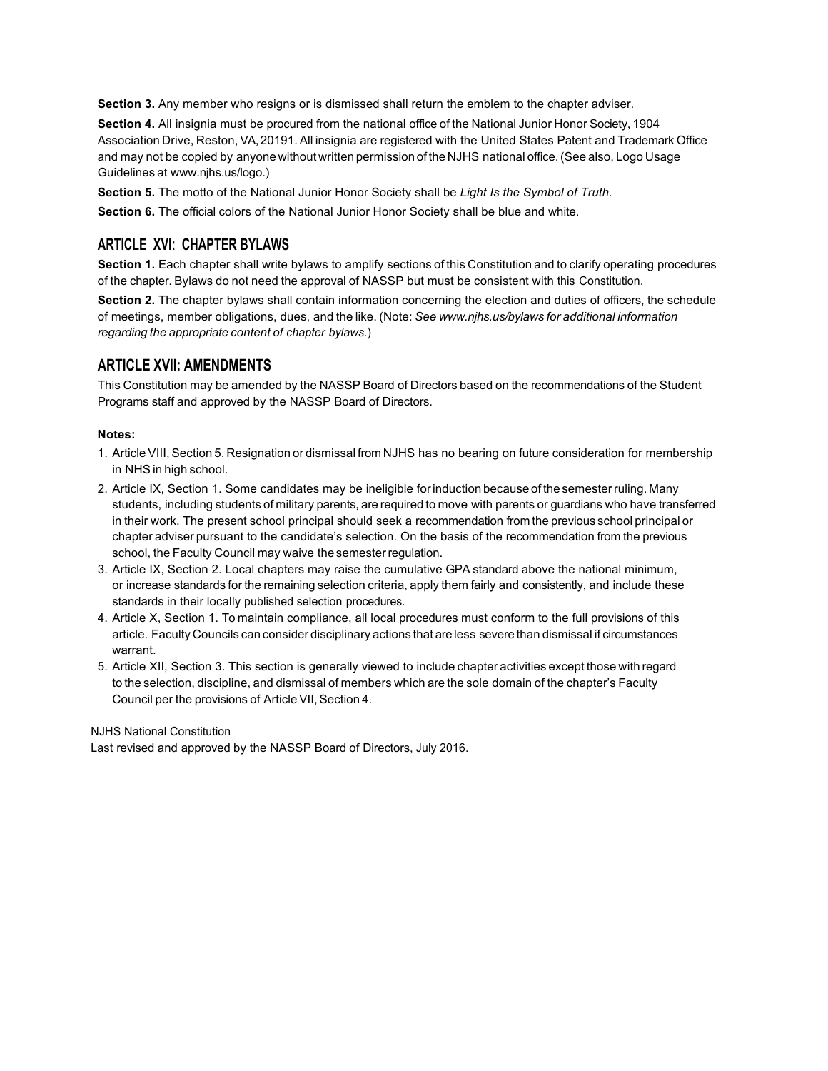**Section 3.** Any member who resigns or is dismissed shall return the emblem to the chapter adviser.

**Section 4.** All insignia must be procured from the national office of the National Junior Honor Society, 1904 Association Drive, Reston, VA, 20191. All insignia are registered with the United States Patent and Trademark Office and may not be copied by anyone without written permission of the NJHS national office. (See also, Logo Usage Guidelines at www.njhs.us/logo.)

**Section 5.** The motto of the National Junior Honor Society shall be *Light Is the Symbol of Truth.*

**Section 6.** The official colors of the National Junior Honor Society shall be blue and white.

## ARTICLE XVI: CHAPTER BYLAWS

**Section 1.** Each chapter shall write bylaws to amplify sections of this Constitution and to clarify operating procedures of the chapter. Bylaws do not need the approval of NASSP but must be consistent with this Constitution.

**Section 2.** The chapter bylaws shall contain information concerning the election and duties of officers, the schedule of meetings, member obligations, dues, and the like. (Note: *See www.njhs.us/bylaws for additional information regarding the appropriate content of chapter bylaws.*)

## ARTICLE XVII: AMENDMENTS

This Constitution may be amended by the NASSP Board of Directors based on the recommendations of the Student Programs staff and approved by the NASSP Board of Directors.

**Notes:**

1. Article VIII, Section 5. Resignation or dismissal from NJHS has no bearing on future consideration for membership in NHS in high school.
2. Article IX, Section 1. Some candidates may be ineligible for induction because of the semester ruling. Many students, including students of military parents, are required to move with parents or guardians who have transferred in their work. The present school principal should seek a recommendation from the previous school principal or chapter adviser pursuant to the candidate's selection. On the basis of the recommendation from the previous school, the Faculty Council may waive the semester regulation.
3. Article IX, Section 2. Local chapters may raise the cumulative GPA standard above the national minimum, or increase standards for the remaining selection criteria, apply them fairly and consistently, and include these standards in their locally published selection procedures.
4. Article X, Section 1. To maintain compliance, all local procedures must conform to the full provisions of this article. Faculty Councils can consider disciplinary actions that are less severe than dismissal if circumstances warrant.
5. Article XII, Section 3. This section is generally viewed to include chapter activities except those with regard to the selection, discipline, and dismissal of members which are the sole domain of the chapter's Faculty Council per the provisions of Article VII, Section 4.

NJHS National Constitution
Last revised and approved by the NASSP Board of Directors, July 2016.